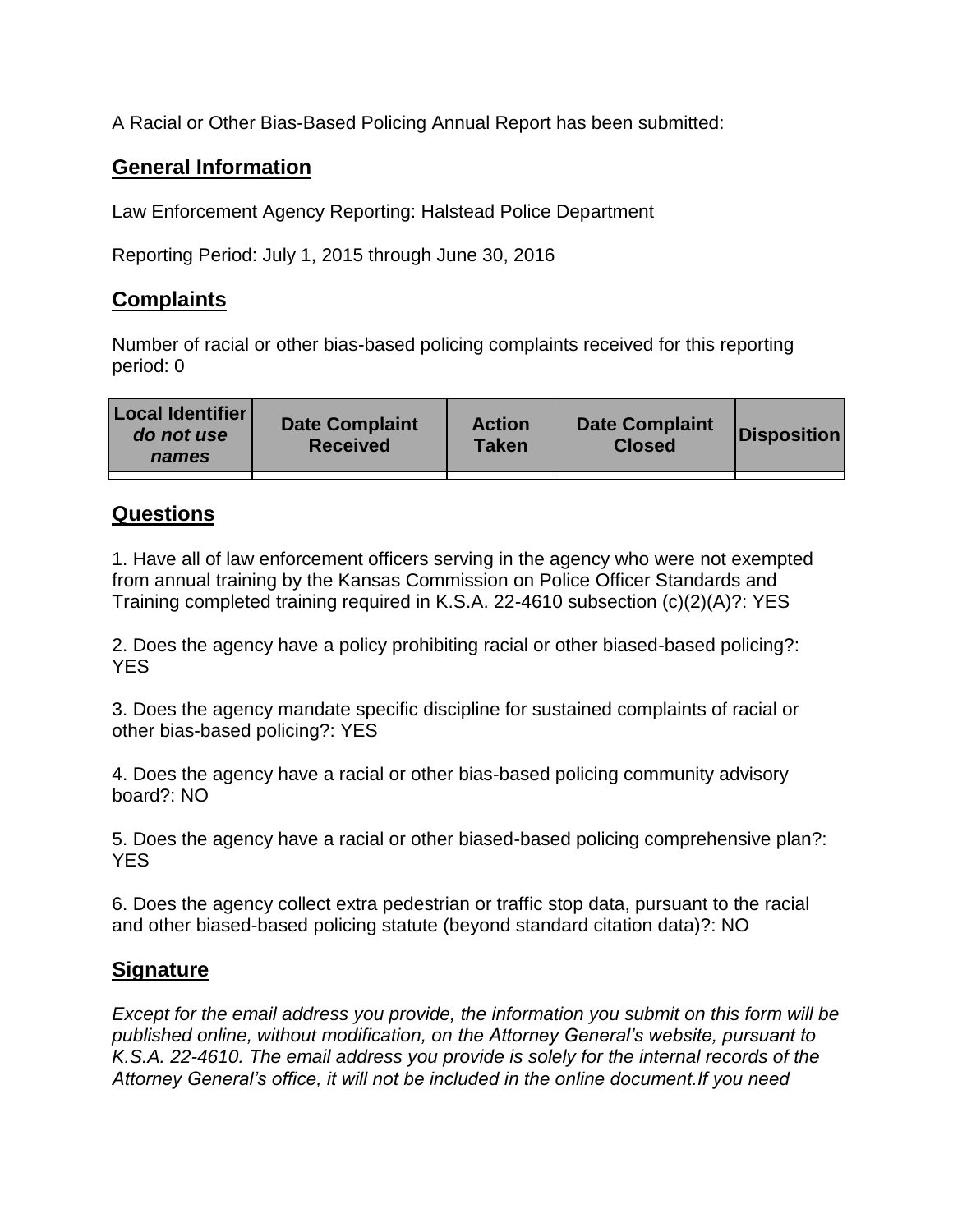A Racial or Other Bias-Based Policing Annual Report has been submitted:

## General Information

Law Enforcement Agency Reporting: Halstead Police Department

Reporting Period: July 1, 2015 through June 30, 2016

## Complaints

Number of racial or other bias-based policing complaints received for this reporting period: 0

| Local Identifier *do not use names* | Date Complaint Received | Action Taken | Date Complaint Closed | Disposition |
|---|---|---|---|---|
| | | | | |

## Questions

1. Have all of law enforcement officers serving in the agency who were not exempted from annual training by the Kansas Commission on Police Officer Standards and Training completed training required in K.S.A. 22-4610 subsection (c)(2)(A)?: YES

2. Does the agency have a policy prohibiting racial or other biased-based policing?: YES

3. Does the agency mandate specific discipline for sustained complaints of racial or other bias-based policing?: YES

4. Does the agency have a racial or other bias-based policing community advisory board?: NO

5. Does the agency have a racial or other biased-based policing comprehensive plan?: YES

6. Does the agency collect extra pedestrian or traffic stop data, pursuant to the racial and other biased-based policing statute (beyond standard citation data)?: NO

## Signature

*Except for the email address you provide, the information you submit on this form will be published online, without modification, on the Attorney General's website, pursuant to K.S.A. 22-4610. The email address you provide is solely for the internal records of the Attorney General's office, it will not be included in the online document.If you need*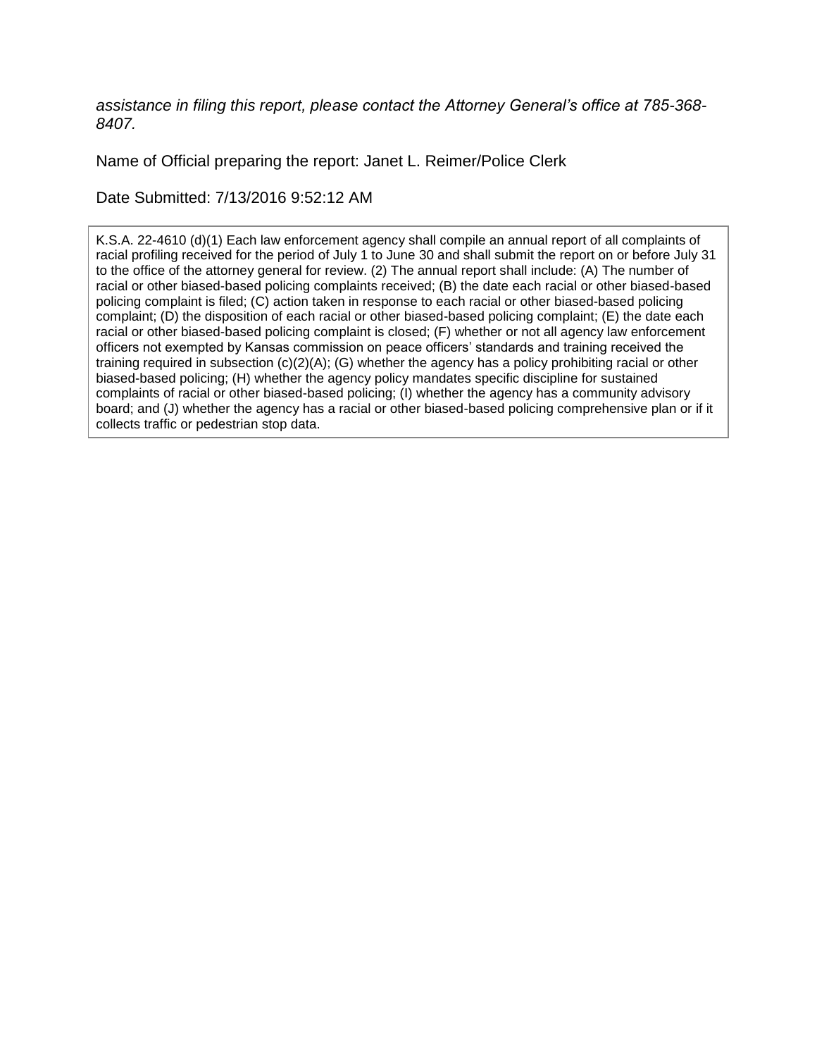*assistance in filing this report, please contact the Attorney General's office at 785-368-8407.*

Name of Official preparing the report: Janet L. Reimer/Police Clerk

Date Submitted: 7/13/2016 9:52:12 AM

K.S.A. 22-4610 (d)(1) Each law enforcement agency shall compile an annual report of all complaints of racial profiling received for the period of July 1 to June 30 and shall submit the report on or before July 31 to the office of the attorney general for review. (2) The annual report shall include: (A) The number of racial or other biased-based policing complaints received; (B) the date each racial or other biased-based policing complaint is filed; (C) action taken in response to each racial or other biased-based policing complaint; (D) the disposition of each racial or other biased-based policing complaint; (E) the date each racial or other biased-based policing complaint is closed; (F) whether or not all agency law enforcement officers not exempted by Kansas commission on peace officers' standards and training received the training required in subsection (c)(2)(A); (G) whether the agency has a policy prohibiting racial or other biased-based policing; (H) whether the agency policy mandates specific discipline for sustained complaints of racial or other biased-based policing; (I) whether the agency has a community advisory board; and (J) whether the agency has a racial or other biased-based policing comprehensive plan or if it collects traffic or pedestrian stop data.